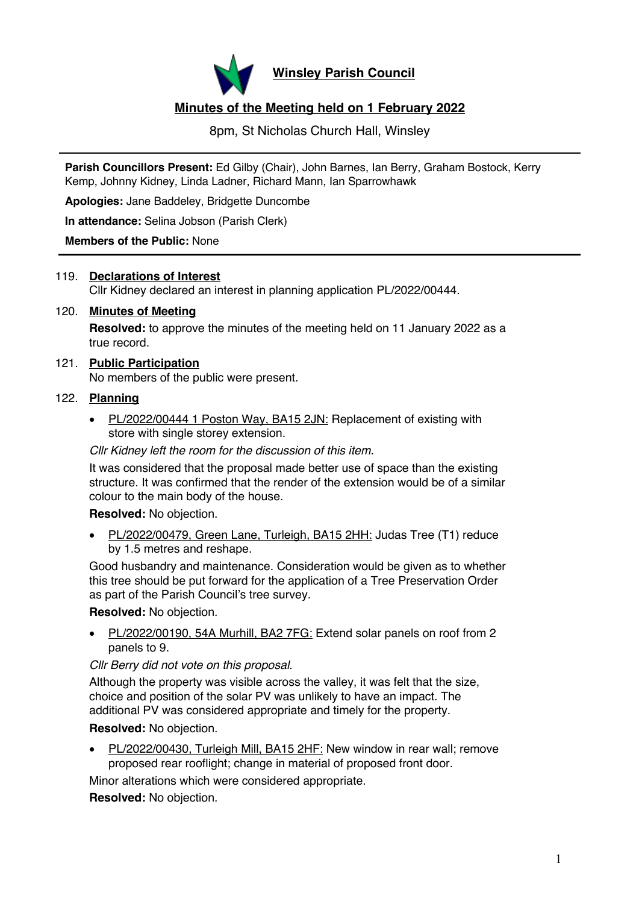# Winsley Parish Council

## Minutes of the Meeting held on 1 February 2022

8pm, St Nicholas Church Hall, Winsley

**Parish Councillors Present:** Ed Gilby (Chair), John Barnes, Ian Berry, Graham Bostock, Kerry Kemp, Johnny Kidney, Linda Ladner, Richard Mann, Ian Sparrowhawk

**Apologies:** Jane Baddeley, Bridgette Duncombe

**In attendance:** Selina Jobson (Parish Clerk)

**Members of the Public:** None

119. **Declarations of Interest**

Cllr Kidney declared an interest in planning application PL/2022/00444.

120. **Minutes of Meeting**

**Resolved:** to approve the minutes of the meeting held on 11 January 2022 as a true record.

121. **Public Participation**

No members of the public were present.

122. **Planning**

- PL/2022/00444 1 Poston Way, BA15 2JN: Replacement of existing with store with single storey extension.

*Cllr Kidney left the room for the discussion of this item.*

It was considered that the proposal made better use of space than the existing structure. It was confirmed that the render of the extension would be of a similar colour to the main body of the house.

**Resolved:** No objection.

- PL/2022/00479, Green Lane, Turleigh, BA15 2HH: Judas Tree (T1) reduce by 1.5 metres and reshape.

Good husbandry and maintenance. Consideration would be given as to whether this tree should be put forward for the application of a Tree Preservation Order as part of the Parish Council's tree survey.

**Resolved:** No objection.

- PL/2022/00190, 54A Murhill, BA2 7FG: Extend solar panels on roof from 2 panels to 9.

*Cllr Berry did not vote on this proposal.*

Although the property was visible across the valley, it was felt that the size, choice and position of the solar PV was unlikely to have an impact. The additional PV was considered appropriate and timely for the property.

**Resolved:** No objection.

- PL/2022/00430, Turleigh Mill, BA15 2HF: New window in rear wall; remove proposed rear rooflight; change in material of proposed front door.

Minor alterations which were considered appropriate.

**Resolved:** No objection.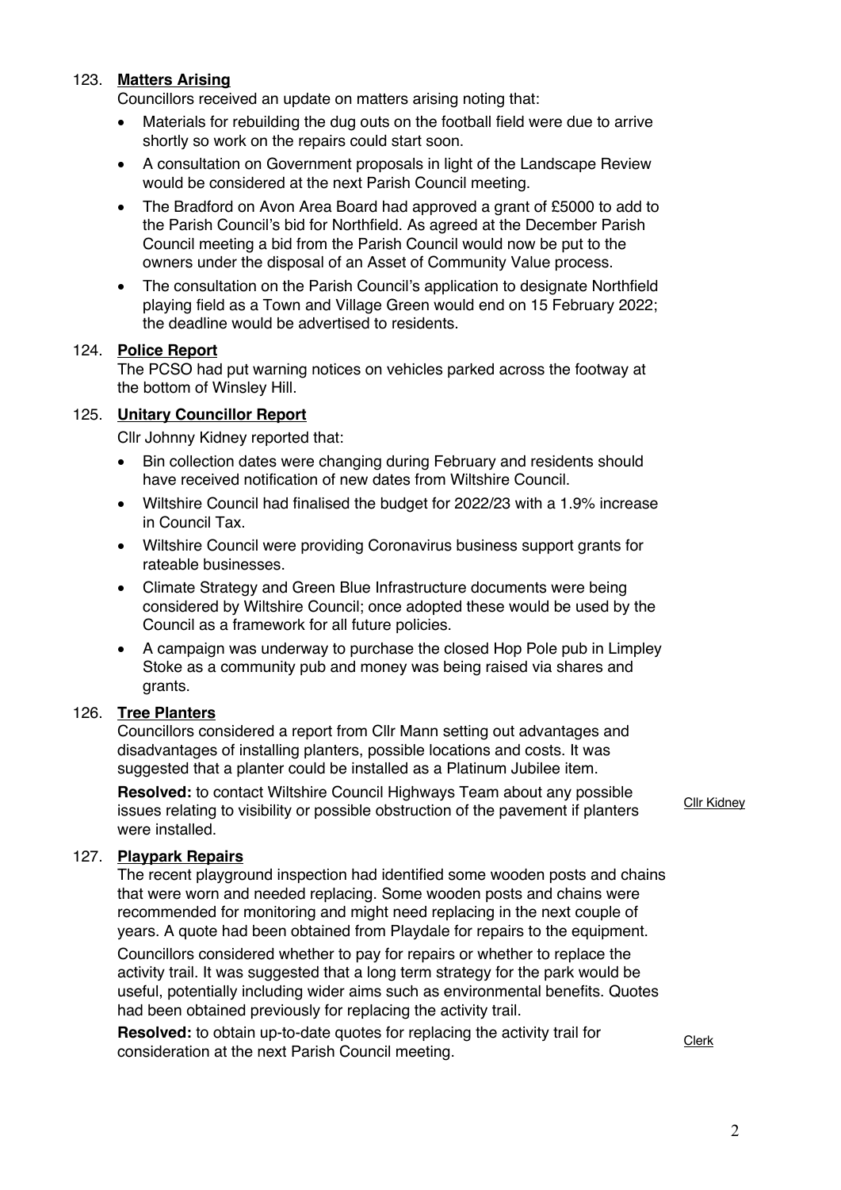123. **Matters Arising**

Councillors received an update on matters arising noting that:

- Materials for rebuilding the dug outs on the football field were due to arrive shortly so work on the repairs could start soon.
- A consultation on Government proposals in light of the Landscape Review would be considered at the next Parish Council meeting.
- The Bradford on Avon Area Board had approved a grant of £5000 to add to the Parish Council's bid for Northfield. As agreed at the December Parish Council meeting a bid from the Parish Council would now be put to the owners under the disposal of an Asset of Community Value process.
- The consultation on the Parish Council's application to designate Northfield playing field as a Town and Village Green would end on 15 February 2022; the deadline would be advertised to residents.

124. **Police Report**

The PCSO had put warning notices on vehicles parked across the footway at the bottom of Winsley Hill.

125. **Unitary Councillor Report**

Cllr Johnny Kidney reported that:

- Bin collection dates were changing during February and residents should have received notification of new dates from Wiltshire Council.
- Wiltshire Council had finalised the budget for 2022/23 with a 1.9% increase in Council Tax.
- Wiltshire Council were providing Coronavirus business support grants for rateable businesses.
- Climate Strategy and Green Blue Infrastructure documents were being considered by Wiltshire Council; once adopted these would be used by the Council as a framework for all future policies.
- A campaign was underway to purchase the closed Hop Pole pub in Limpley Stoke as a community pub and money was being raised via shares and grants.

126. **Tree Planters**

Councillors considered a report from Cllr Mann setting out advantages and disadvantages of installing planters, possible locations and costs. It was suggested that a planter could be installed as a Platinum Jubilee item.

**Resolved:** to contact Wiltshire Council Highways Team about any possible issues relating to visibility or possible obstruction of the pavement if planters were installed. — Cllr Kidney

127. **Playpark Repairs**

The recent playground inspection had identified some wooden posts and chains that were worn and needed replacing. Some wooden posts and chains were recommended for monitoring and might need replacing in the next couple of years. A quote had been obtained from Playdale for repairs to the equipment.

Councillors considered whether to pay for repairs or whether to replace the activity trail. It was suggested that a long term strategy for the park would be useful, potentially including wider aims such as environmental benefits. Quotes had been obtained previously for replacing the activity trail.

**Resolved:** to obtain up-to-date quotes for replacing the activity trail for consideration at the next Parish Council meeting. — Clerk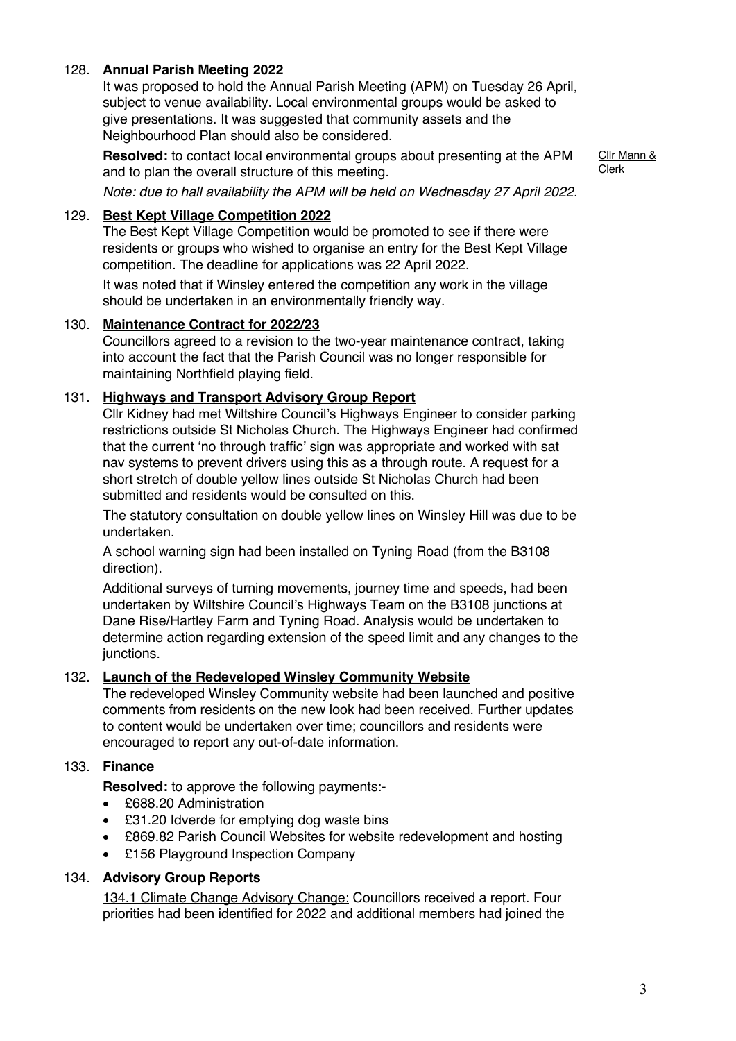## 128. **Annual Parish Meeting 2022**

It was proposed to hold the Annual Parish Meeting (APM) on Tuesday 26 April, subject to venue availability. Local environmental groups would be asked to give presentations. It was suggested that community assets and the Neighbourhood Plan should also be considered.

**Resolved:** to contact local environmental groups about presenting at the APM and to plan the overall structure of this meeting. — Cllr Mann & Clerk

*Note: due to hall availability the APM will be held on Wednesday 27 April 2022.*

## 129. **Best Kept Village Competition 2022**

The Best Kept Village Competition would be promoted to see if there were residents or groups who wished to organise an entry for the Best Kept Village competition. The deadline for applications was 22 April 2022.

It was noted that if Winsley entered the competition any work in the village should be undertaken in an environmentally friendly way.

## 130. **Maintenance Contract for 2022/23**

Councillors agreed to a revision to the two-year maintenance contract, taking into account the fact that the Parish Council was no longer responsible for maintaining Northfield playing field.

## 131. **Highways and Transport Advisory Group Report**

Cllr Kidney had met Wiltshire Council's Highways Engineer to consider parking restrictions outside St Nicholas Church. The Highways Engineer had confirmed that the current 'no through traffic' sign was appropriate and worked with sat nav systems to prevent drivers using this as a through route. A request for a short stretch of double yellow lines outside St Nicholas Church had been submitted and residents would be consulted on this.

The statutory consultation on double yellow lines on Winsley Hill was due to be undertaken.

A school warning sign had been installed on Tyning Road (from the B3108 direction).

Additional surveys of turning movements, journey time and speeds, had been undertaken by Wiltshire Council's Highways Team on the B3108 junctions at Dane Rise/Hartley Farm and Tyning Road. Analysis would be undertaken to determine action regarding extension of the speed limit and any changes to the junctions.

## 132. **Launch of the Redeveloped Winsley Community Website**

The redeveloped Winsley Community website had been launched and positive comments from residents on the new look had been received. Further updates to content would be undertaken over time; councillors and residents were encouraged to report any out-of-date information.

## 133. **Finance**

**Resolved:** to approve the following payments:-

- £688.20 Administration
- £31.20 Idverde for emptying dog waste bins
- £869.82 Parish Council Websites for website redevelopment and hosting
- £156 Playground Inspection Company

## 134. **Advisory Group Reports**

134.1 Climate Change Advisory Change: Councillors received a report. Four priorities had been identified for 2022 and additional members had joined the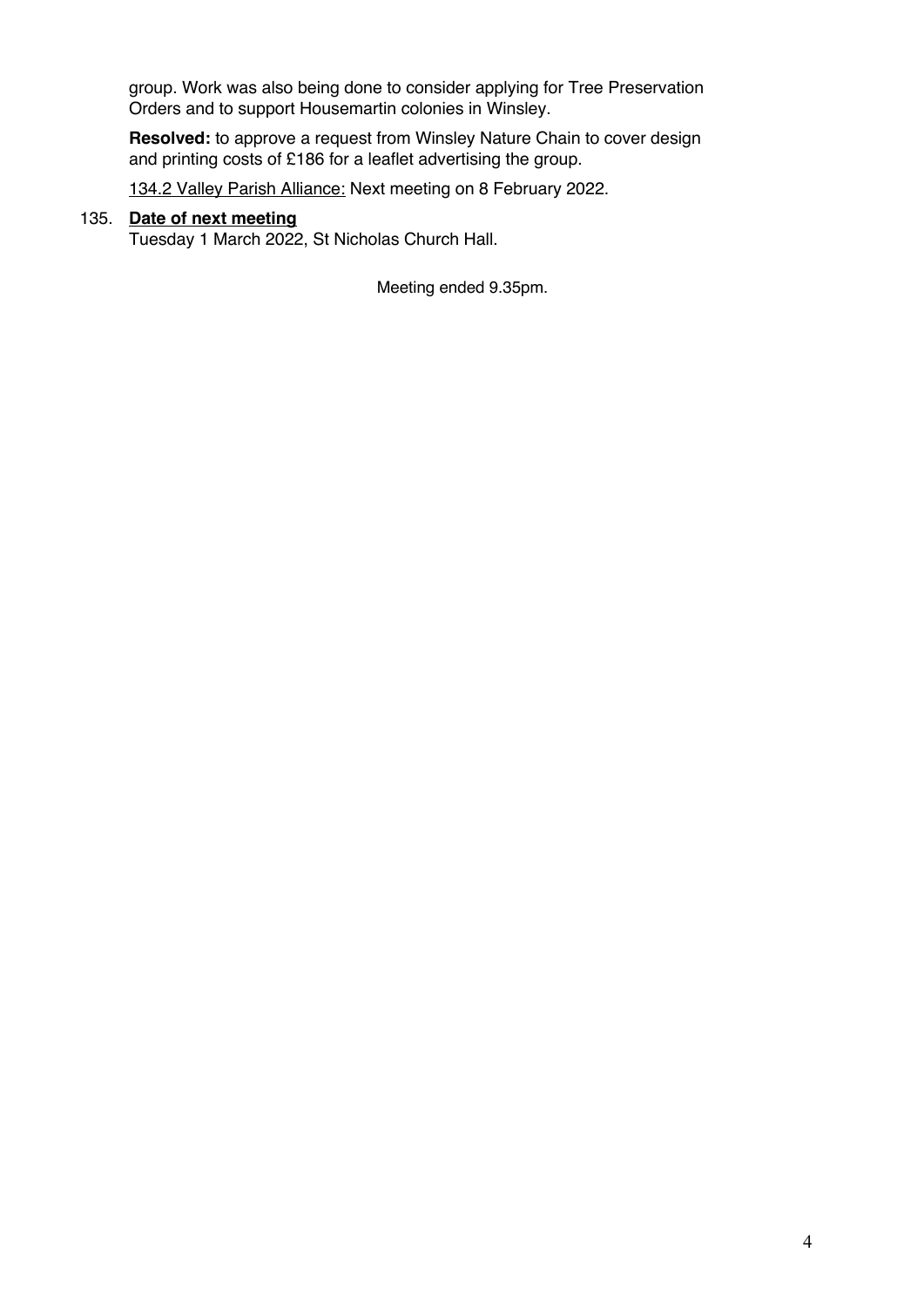group. Work was also being done to consider applying for Tree Preservation Orders and to support Housemartin colonies in Winsley.

**Resolved:** to approve a request from Winsley Nature Chain to cover design and printing costs of £186 for a leaflet advertising the group.

134.2 Valley Parish Alliance: Next meeting on 8 February 2022.

135. **Date of next meeting**
Tuesday 1 March 2022, St Nicholas Church Hall.

Meeting ended 9.35pm.